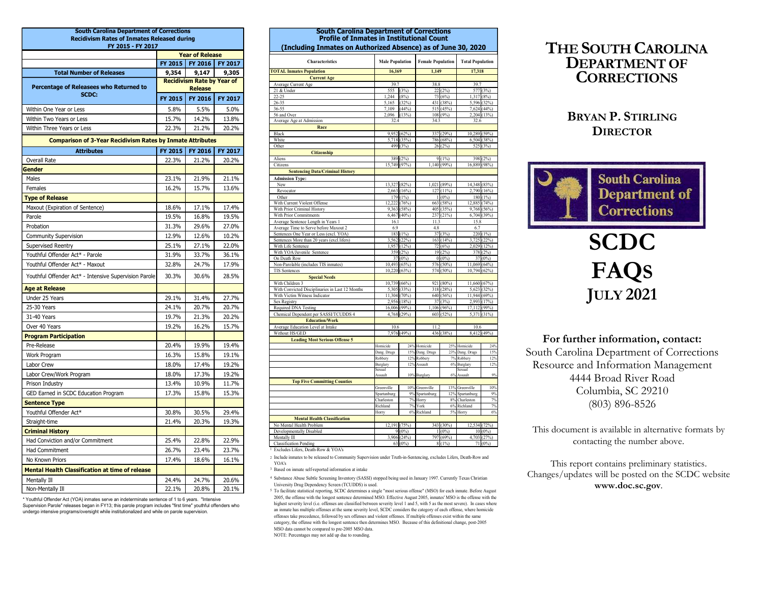## South Carolina Department of Corrections
## Recidivism Rates of Inmates Released during FY 2015 - FY 2017

| | Year of Release | | |
|---|---|---|---|
| | FY 2015 | FY 2016 | FY 2017 |
| **Total Number of Releases** | 9,354 | 9,147 | 9,305 |
| **Percentage of Releasees who Returned to SCDC:** | **Recidivism Rate by Year of Release** | | |
| | FY 2015 | FY 2016 | FY 2017 |
| Within One Year or Less | 5.8% | 5.5% | 5.0% |
| Within Two Years or Less | 15.7% | 14.2% | 13.8% |
| Within Three Years or Less | 22.3% | 21.2% | 20.2% |

### Comparison of 3-Year Recidivism Rates by Inmate Attributes

| Attributes | FY 2015 | FY 2016 | FY 2017 |
|---|---|---|---|
| Overall Rate | 22.3% | 21.2% | 20.2% |
| **Gender** | | | |
| Males | 23.1% | 21.9% | 21.1% |
| Females | 16.2% | 15.7% | 13.6% |
| **Type of Release** | | | |
| Maxout (Expiration of Sentence) | 18.6% | 17.1% | 17.4% |
| Parole | 19.5% | 16.8% | 19.5% |
| Probation | 31.3% | 29.6% | 27.0% |
| Community Supervision | 12.9% | 12.6% | 10.2% |
| Supervised Reentry | 25.1% | 27.1% | 22.0% |
| Youthful Offender Act* - Parole | 31.9% | 33.7% | 36.1% |
| Youthful Offender Act* - Maxout | 32.8% | 24.7% | 17.9% |
| Youthful Offender Act* - Intensive Supervision Parole | 30.3% | 30.6% | 28.5% |
| **Age at Release** | | | |
| Under 25 Years | 29.1% | 31.4% | 27.7% |
| 25-30 Years | 24.1% | 20.7% | 20.7% |
| 31-40 Years | 19.7% | 21.3% | 20.2% |
| Over 40 Years | 19.2% | 16.2% | 15.7% |
| **Program Participation** | | | |
| Pre-Release | 20.4% | 19.9% | 19.4% |
| Work Program | 16.3% | 15.8% | 19.1% |
| Labor Crew | 18.0% | 17.4% | 19.2% |
| Labor Crew/Work Program | 18.0% | 17.3% | 19.2% |
| Prison Industry | 13.4% | 10.9% | 11.7% |
| GED Earned in SCDC Education Program | 17.3% | 15.8% | 15.3% |
| **Sentence Type** | | | |
| Youthful Offender Act* | 30.8% | 30.5% | 29.4% |
| Straight-time | 21.4% | 20.3% | 19.3% |
| **Criminal History** | | | |
| Had Conviction and/or Commitment | 25.4% | 22.8% | 22.9% |
| Had Commitment | 26.7% | 23.4% | 23.7% |
| No Known Priors | 17.4% | 18.6% | 16.1% |
| **Mental Health Classification at time of release** | | | |
| Mentally Ill | 24.4% | 24.7% | 20.6% |
| Non-Mentally Ill | 22.1% | 20.8% | 20.1% |

\* Youthful Offender Act (YOA) inmates serve an indeterminate sentence of 1 to 6 years. "Intensive Supervision Parole" releases began in FY13; this parole program includes "first time" youthful offenders who undergo intensive programs/oversight while institutionalized and while on parole supervision.

## South Carolina Department of Corrections
## Profile of Inmates in Institutional Count
## (Including Inmates on Authorized Absence) as of June 30, 2020

| Characteristics | Male Population | | Female Population | | Total Population | |
|---|---|---|---|---|---|---|
| **TOTAL Inmates Population** | 16,169 | | 1,149 | | 17,318 | |
| **Current Age** | | | | | | |
| Average Current Age | 39.7 | | 38.8 | | 39.7 | |
| 21 & Under | 555 | (3%) | 22 | (2%) | 577 | (3%) |
| 22-25 | 1,244 | (8%) | 73 | (6%) | 1,317 | (8%) |
| 26-35 | 5,165 | (32%) | 431 | (38%) | 5,596 | (32%) |
| 36-55 | 7,109 | (44%) | 515 | (45%) | 7,624 | (44%) |
| 56 and Over | 2,096 | (13%) | 108 | (9%) | 2,204 | (13%) |
| Average Age at Admission | 32.4 | | 34.3 | | 32.6 | |
| **Race** | | | | | | |
| Black | 9,952 | (62%) | 337 | (29%) | 10,289 | (59%) |
| White | 5,718 | (35%) | 786 | (68%) | 6,504 | (38%) |
| Other | 499 | (3%) | 26 | (2%) | 525 | (3%) |
| **Citizenship** | | | | | | |
| Aliens | 389 | (2%) | 9 | (1%) | 398 | (2%) |
| Citizens | 15,749 | (97%) | 1,140 | (99%) | 16,889 | (98%) |
| **Sentencing Data/Criminal History** | | | | | | |
| **Admission Type:** | | | | | | |
| New | 13,327 | (82%) | 1,021 | (89%) | 14,348 | (83%) |
| Revocator | 2,663 | (16%) | 127 | (11%) | 2,790 | (16%) |
| Other | 179 | (1%) | 1 | (0%) | 180 | (1%) |
| With Current Violent Offense | 12,222 | (76%) | 663 | (58%) | 12,885 | (74%) |
| With Prior Criminal History | 9,363 | (58%) | 405 | (35%) | 9,768 | (56%) |
| With Prior Commitments | 6,467 | (40%) | 237 | (21%) | 6,704 | (39%) |
| Average Sentence Length in Years 1 | 16.1 | | 11.3 | | 15.8 | |
| Average Time to Serve before Maxout 2 | 6.9 | | 4.8 | | 6.7 | |
| Sentences One Year or Less (excl. YOA) | 183 | (1%) | 37 | (3%) | 220 | (1%) |
| Sentences More than 20 years (excl.lifers) | 3,562 | (22%) | 163 | (14%) | 3,725 | (22%) |
| With Life Sentence | 1,957 | (12%) | 72 | (6%) | 2,029 | (12%) |
| With YOA/Juvenile Sentence | 359 | (2%) | 19 | (2%) | 378 | (2%) |
| On Death Row | 37 | (0%) | 0 | (0%) | 37 | (0%) |
| Non-Parolable (includes TIS inmates) | 10,493 | (65%) | 576 | (50%) | 11,069 | (64%) |
| TIS Sentences | 10,220 | (63%) | 574 | (50%) | 10,794 | (62%) |
| **Special Needs** | | | | | | |
| With Children 3 | 10,739 | (66%) | 921 | (80%) | 11,660 | (67%) |
| With Convicted Disciplinaries in Last 12 Months | 5,305 | (33%) | 318 | (28%) | 5,623 | (32%) |
| With Victim Witness Indicator | 11,304 | (70%) | 640 | (56%) | 11,944 | (69%) |
| Sex Registry | 2,956 | (18%) | 37 | (3%) | 2,993 | (17%) |
| Required DNA Testing | 16,006 | (99%) | 1,106 | (96%) | 17,112 | (99%) |
| Chemical Dependent per SASSI/TCUDDS 4 | 4,768 | (29%) | 603 | (52%) | 5,371 | (31%) |
| **Education/Work** | | | | | | |
| Average Education Level at Intake | 10.6 | | 11.2 | | 10.6 | |
| Without HS/GED | 7,976 | (49%) | 436 | (38%) | 8,412 | (49%) |
| **Leading Most Serious Offense 5** | | | | | | |
| | Homicide | 24% | Homicide | 25% | Homicide | 24% |
| | Dang. Drugs | 15% | Dang. Drugs | 23% | Dang. Drugs | 15% |
| | Robbery | 12% | Robbery | 7% | Robbery | 12% |
| | Burglary | 12% | Assault | 6% | Burglary | 12% |
| | Sexual Assault | 10% | Burglary | 6% | Sexual Assault | 9% |
| **Top Five Committing Counties** | | | | | | |
| | Greenville | 10% | Greenville | 13% | Greenville | 10% |
| | Spartanburg | 9% | Spartanburg | 12% | Spartanburg | 9% |
| | Charleston | 7% | Horry | 8% | Charleston | 7% |
| | Richland | 7% | York | 6% | Richland | 7% |
| | Horry | 6% | Richland | 5% | Horry | 6% |
| **Mental Health Classification** | | | | | | |
| No Mental Health Problem | 12,191 | (75%) | 343 | (30%) | 12,534 | (72%) |
| Developmentally Disabled | 9 | (0%) | 1 | (0%) | 10 | (0%) |
| Mentally Ill | 3,906 | (24%) | 797 | (69%) | 4,703 | (27%) |
| Classification Pending | 63 | (0%) | 8 | (1%) | 71 | (0%) |

1 Excludes Lifers, Death-Row & YOA's

2 Include inmates to be released to Community Supervision under Truth-in-Sentencing, excludes Lifers, Death-Row and YOA's

3 Based on inmate self-reported information at intake

4 Substance Abuse Subtle Screening Inventory (SASSI) stopped being used in January 1997. Currently Texas Christian University Drug Dependency Screen (TCUDDS) is used.

5 To facilitate statistical reporting, SCDC determines a single "most serious offense" (MSO) for each inmate. Before August 2005, the offense with the longest sentence determined MSO. Effective August 2005, inmates' MSO is the offense with the highest severity level (i.e. offenses are classified between severity level 1 and 5, with 5 as the most severe). In cases where an inmate has multiple offenses at the same severity level, SCDC considers the category of each offense, where homicide offenses take precedence, followed by sex offenses and violent offenses. If multiple offenses exist within the same category, the offense with the longest sentence then determines MSO. Because of this definitional change, post-2005 MSO data cannot be compared to pre-2005 MSO data.

NOTE: Percentages may not add up due to rounding.

# The South Carolina Department of Corrections

## Bryan P. Stirling
## Director

South Carolina Department of Corrections

# SCDC FAQs
# July 2021

### For further information, contact:

South Carolina Department of Corrections
Resource and Information Management
4444 Broad River Road
Columbia, SC 29210
(803) 896-8526

This document is available in alternative formats by contacting the number above.

This report contains preliminary statistics. Changes/updates will be posted on the SCDC website **www.doc.sc.gov**.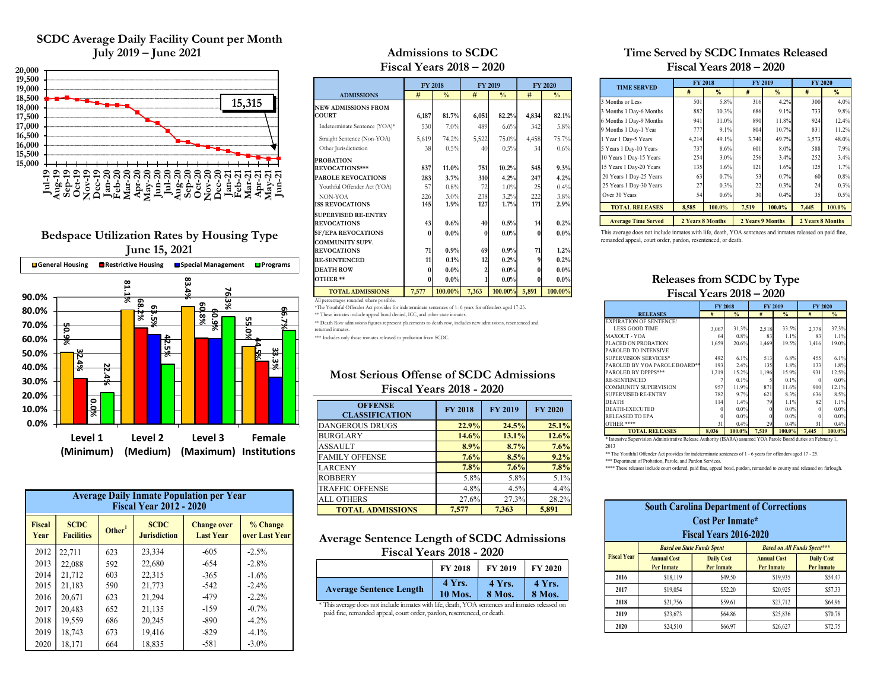## SCDC Average Daily Facility Count per Month July 2019 – June 2021

20,000
19,500
19,000
18,500
18,000
17,500
17,000
16,500
16,000
15,500
15,000

15,315

Jul-19 Aug-19 Sep-19 Oct-19 Nov-19 Dec-19 Jan-20 Feb-20 Mar-20 Apr-20 May-20 Jun-20 Jul-20 Aug-20 Sep-20 Oct-20 Nov-20 Dec-20 Jan-21 Feb-21 Mar-21 Apr-21 May-21 Jun-21

## Bedspace Utilization Rates by Housing Type June 15, 2021

General Housing | Restrictive Housing | Special Management | Programs

90.0% 80.0% 70.0% 60.0% 50.0% 40.0% 30.0% 20.0% 10.0% 0.0%

Level 1 (Minimum): 50.9% 32.4% 0.0% 22.4%
Level 2 (Medium): 81.1% 68.2% 63.5% 42.5%
Level 3 (Maximum): 83.4% 60.8% 60.9% 76.3%
Female Institutions: 55.0% 44.5% 33.3% 66.7%

## Average Daily Inmate Population per Year Fiscal Year 2012 - 2020

| Fiscal Year | SCDC Facilities | Other[1] | SCDC Jurisdiction | Change over Last Year | % Change over Last Year |
|---|---|---|---|---|---|
| 2012 | 22,711 | 623 | 23,334 | -605 | -2.5% |
| 2013 | 22,088 | 592 | 22,680 | -654 | -2.8% |
| 2014 | 21,712 | 603 | 22,315 | -365 | -1.6% |
| 2015 | 21,183 | 590 | 21,773 | -542 | -2.4% |
| 2016 | 20,671 | 623 | 21,294 | -479 | -2.2% |
| 2017 | 20,483 | 652 | 21,135 | -159 | -0.7% |
| 2018 | 19,559 | 686 | 20,245 | -890 | -4.2% |
| 2019 | 18,743 | 673 | 19,416 | -829 | -4.1% |
| 2020 | 18,171 | 664 | 18,835 | -581 | -3.0% |

## Admissions to SCDC Fiscal Years 2018 – 2020

| ADMISSIONS | FY 2018 # | FY 2018 % | FY 2019 # | FY 2019 % | FY 2020 # | FY 2020 % |
|---|---|---|---|---|---|---|
| **NEW ADMISSIONS FROM COURT** | **6,187** | **81.7%** | **6,051** | **82.2%** | **4,834** | **82.1%** |
| Indeterminate Sentence (YOA)* | 530 | 7.0% | 489 | 6.6% | 342 | 5.8% |
| Straight Sentence (Non-YOA) | 5,619 | 74.2% | 5,522 | 75.0% | 4,458 | 75.7% |
| Other Jurisdiction | 38 | 0.5% | 40 | 0.5% | 34 | 0.6% |
| **PROBATION REVOCATIONS*** ** | **837** | **11.0%** | **751** | **10.2%** | **545** | **9.3%** |
| **PAROLE REVOCATIONS** | **283** | **3.7%** | **310** | **4.2%** | **247** | **4.2%** |
| Youthful Offender Act (YOA) | 57 | 0.8% | 72 | 1.0% | 25 | 0.4% |
| NON-YOA | 226 | 3.0% | 238 | 3.2% | 222 | 3.8% |
| **ISS REVOCATIONS** | **145** | **1.9%** | **127** | **1.7%** | **171** | **2.9%** |
| **SUPERVISED RE-ENTRY REVOCATIONS** | **43** | **0.6%** | **40** | **0.5%** | **14** | **0.2%** |
| **SF/EPA REVOCATIONS** | **0** | **0.0%** | **0** | **0.0%** | **0** | **0.0%** |
| **COMMUNITY SUPV. REVOCATIONS** | **71** | **0.9%** | **69** | **0.9%** | **71** | **1.2%** |
| **RE-SENTENCED** | **11** | **0.1%** | **12** | **0.2%** | **9** | **0.2%** |
| **DEATH ROW** | **0** | **0.0%** | **2** | **0.0%** | **0** | **0.0%** |
| **OTHER **** | **0** | **0.0%** | **1** | **0.0%** | **0** | **0.0%** |
| **TOTAL ADMISSIONS** | **7,577** | **100.00%** | **7,363** | **100.00%** | **5,891** | **100.00%** |

All percentages rounded where possible.
*The Youthful Offender Act provides for indeterminate sentences of 1- 6 years for offenders aged 17-25.
** These inmates include appeal bond denied, ICC, and other state inmates.
** Death Row admissions figures represent placements to death row, includes new admissions, resentenced and returned inmates.
*** Includes only those inmates released to probation from SCDC.

## Most Serious Offense of SCDC Admissions Fiscal Years 2018 - 2020

| OFFENSE CLASSIFICATION | FY 2018 | FY 2019 | FY 2020 |
|---|---|---|---|
| DANGEROUS DRUGS | **22.9%** | **24.5%** | **25.1%** |
| BURGLARY | **14.6%** | **13.1%** | **12.6%** |
| ASSAULT | **8.9%** | **8.7%** | **7.6%** |
| FAMILY OFFENSE | **7.6%** | **8.5%** | **9.2%** |
| LARCENY | **7.8%** | **7.6%** | **7.8%** |
| ROBBERY | 5.8% | 5.8% | 5.1% |
| TRAFFIC OFFENSE | 4.8% | 4.5% | 4.4% |
| ALL OTHERS | 27.6% | 27.3% | 28.2% |
| **TOTAL ADMISSIONS** | **7,577** | **7,363** | **5,891** |

## Average Sentence Length of SCDC Admissions Fiscal Years 2018 - 2020

| | FY 2018 | FY 2019 | FY 2020 |
|---|---|---|---|
| **Average Sentence Length** | **4 Yrs. 10 Mos.** | **4 Yrs. 8 Mos.** | **4 Yrs. 8 Mos.** |

* This average does not include inmates with life, death, YOA sentences and inmates released on paid fine, remanded appeal, court order, pardon, resentenced, or death.

## Time Served by SCDC Inmates Released Fiscal Years 2018 – 2020

| TIME SERVED | FY 2018 # | FY 2018 % | FY 2019 # | FY 2019 % | FY 2020 # | FY 2020 % |
|---|---|---|---|---|---|---|
| 3 Months or Less | 501 | 5.8% | 316 | 4.2% | 300 | 4.0% |
| 3 Months 1 Day-6 Months | 882 | 10.3% | 686 | 9.1% | 733 | 9.8% |
| 6 Months 1 Day-9 Months | 941 | 11.0% | 890 | 11.8% | 924 | 12.4% |
| 9 Months 1 Day-1 Year | 777 | 9.1% | 804 | 10.7% | 831 | 11.2% |
| 1 Year 1 Day-5 Years | 4,214 | 49.1% | 3,740 | 49.7% | 3,573 | 48.0% |
| 5 Years 1 Day-10 Years | 737 | 8.6% | 601 | 8.0% | 588 | 7.9% |
| 10 Years 1 Day-15 Years | 254 | 3.0% | 256 | 3.4% | 252 | 3.4% |
| 15 Years 1 Day-20 Years | 135 | 1.6% | 121 | 1.6% | 125 | 1.7% |
| 20 Years 1 Day-25 Years | 63 | 0.7% | 53 | 0.7% | 60 | 0.8% |
| 25 Years 1 Day-30 Years | 27 | 0.3% | 22 | 0.3% | 24 | 0.3% |
| Over 30 Years | 54 | 0.6% | 30 | 0.4% | 35 | 0.5% |
| **TOTAL RELEASES** | **8,585** | **100.0%** | **7,519** | **100.0%** | **7,445** | **100.0%** |
| **Average Time Served** | **2 Years 8 Months** | | **2 Years 9 Months** | | **2 Years 8 Months** | |

This average does not include inmates with life, death, YOA sentences and inmates released on paid fine, remanded appeal, court order, pardon, resentenced, or death.

## Releases from SCDC by Type Fiscal Years 2018 – 2020

| RELEASES | FY 2018 # | FY 2018 % | FY 2019 # | FY 2019 % | FY 2020 # | FY 2020 % |
|---|---|---|---|---|---|---|
| EXPIRATION OF SENTENCE/ LESS GOOD TIME | 3,067 | 31.3% | 2,518 | 33.5% | 2,778 | 37.3% |
| MAXOUT - YOA | 64 | 0.8% | 83 | 1.1% | 83 | 1.1% |
| PLACED ON PROBATION | 1,659 | 20.6% | 1,469 | 19.5% | 1,416 | 19.0% |
| PAROLED TO INTENSIVE SUPERVISION SERVICES* | 492 | 6.1% | 513 | 6.8% | 455 | 6.1% |
| PAROLED BY YOA PAROLE BOARD** | 193 | 2.4% | 135 | 1.8% | 133 | 1.8% |
| PAROLED BY DPPPS*** | 1,219 | 15.2% | 1,196 | 15.9% | 931 | 12.5% |
| RE-SENTENCED | 7 | 0.1% | 5 | 0.1% | 0 | 0.0% |
| COMMUNITY SUPERVISION | 957 | 11.9% | 871 | 11.6% | 900 | 12.1% |
| SUPERVISED RE-ENTRY | 782 | 9.7% | 621 | 8.3% | 636 | 8.5% |
| DEATH | 114 | 1.4% | 79 | 1.1% | 82 | 1.1% |
| DEATH-EXECUTED | 0 | 0.0% | 0 | 0.0% | 0 | 0.0% |
| RELEASED TO EPA | 0 | 0.0% | 0 | 0.0% | 0 | 0.0% |
| OTHER **** | 31 | 0.4% | 29 | 0.4% | 31 | 0.4% |
| **TOTAL RELEASES** | **8,036** | **100.0%** | **7,519** | **100.0%** | **7,445** | **100.0%** |

* Intensive Supervision Administrative Release Authority (ISARA) assumed YOA Parole Board duties on February 1, 2013

** The Youthful Offender Act provides for indeterminate sentences of 1 - 6 years for offenders aged 17 - 25.

*** Department of Probation, Parole, and Pardon Services.

**** These releases include court ordered, paid fine, appeal bond, pardon, remanded to county and released on furlough.

## South Carolina Department of Corrections Cost Per Inmate* Fiscal Years 2016-2020

| Fiscal Year | Based on State Funds Spent: Annual Cost Per Inmate | Based on State Funds Spent: Daily Cost Per Inmate | Based on All Funds Spent***: Annual Cost Per Inmate | Based on All Funds Spent***: Daily Cost Per Inmate |
|---|---|---|---|---|
| **2016** | $18,119 | $49.50 | $19,935 | $54.47 |
| **2017** | $19,054 | $52.20 | $20,925 | $57.33 |
| **2018** | $21,756 | $59.61 | $23,712 | $64.96 |
| **2019** | $23,673 | $64.86 | $25,836 | $70.78 |
| **2020** | $24,510 | $66.97 | $26,627 | $72.75 |